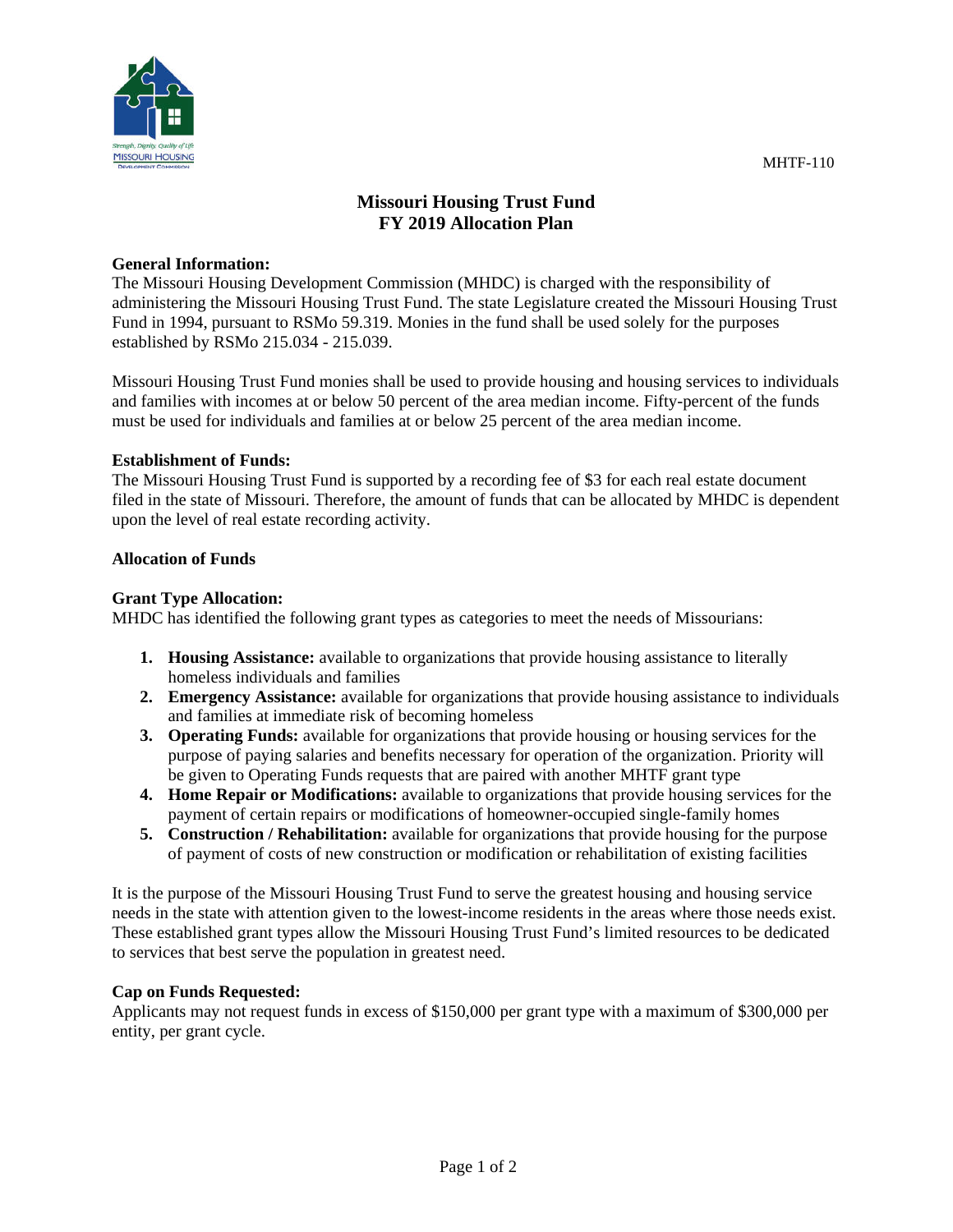MHTF-110

# Missouri Housing Trust Fund
# FY 2019 Allocation Plan

**General Information:**
The Missouri Housing Development Commission (MHDC) is charged with the responsibility of administering the Missouri Housing Trust Fund. The state Legislature created the Missouri Housing Trust Fund in 1994, pursuant to RSMo 59.319. Monies in the fund shall be used solely for the purposes established by RSMo 215.034 - 215.039.

Missouri Housing Trust Fund monies shall be used to provide housing and housing services to individuals and families with incomes at or below 50 percent of the area median income. Fifty-percent of the funds must be used for individuals and families at or below 25 percent of the area median income.

**Establishment of Funds:**
The Missouri Housing Trust Fund is supported by a recording fee of $3 for each real estate document filed in the state of Missouri. Therefore, the amount of funds that can be allocated by MHDC is dependent upon the level of real estate recording activity.

**Allocation of Funds**

**Grant Type Allocation:**
MHDC has identified the following grant types as categories to meet the needs of Missourians:

1. **Housing Assistance:** available to organizations that provide housing assistance to literally homeless individuals and families
2. **Emergency Assistance:** available for organizations that provide housing assistance to individuals and families at immediate risk of becoming homeless
3. **Operating Funds:** available for organizations that provide housing or housing services for the purpose of paying salaries and benefits necessary for operation of the organization. Priority will be given to Operating Funds requests that are paired with another MHTF grant type
4. **Home Repair or Modifications:** available to organizations that provide housing services for the payment of certain repairs or modifications of homeowner-occupied single-family homes
5. **Construction / Rehabilitation:** available for organizations that provide housing for the purpose of payment of costs of new construction or modification or rehabilitation of existing facilities

It is the purpose of the Missouri Housing Trust Fund to serve the greatest housing and housing service needs in the state with attention given to the lowest-income residents in the areas where those needs exist. These established grant types allow the Missouri Housing Trust Fund's limited resources to be dedicated to services that best serve the population in greatest need.

**Cap on Funds Requested:**
Applicants may not request funds in excess of $150,000 per grant type with a maximum of $300,000 per entity, per grant cycle.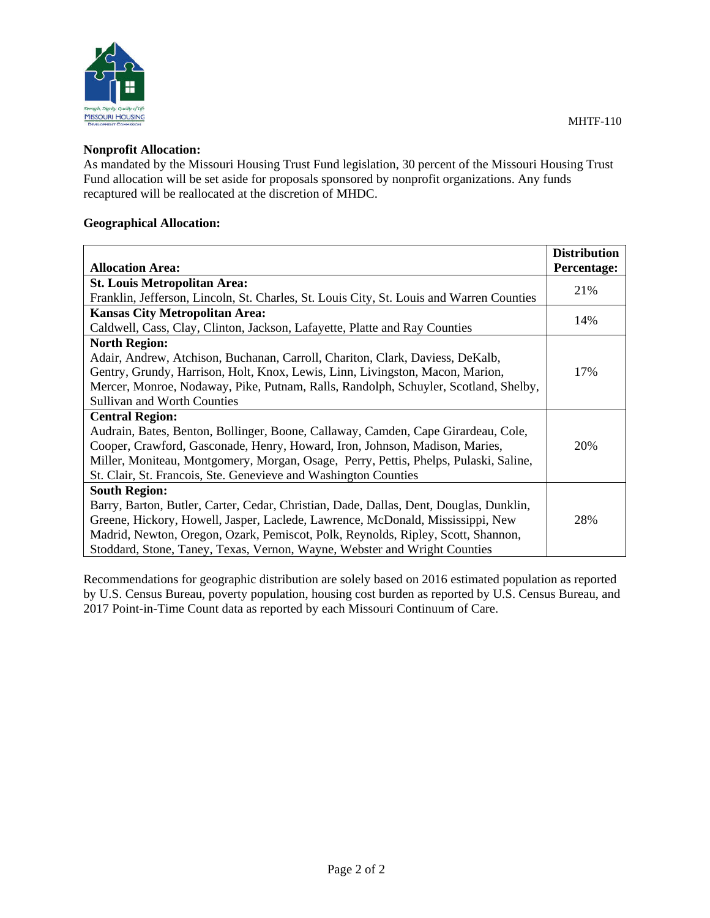**Nonprofit Allocation:**

As mandated by the Missouri Housing Trust Fund legislation, 30 percent of the Missouri Housing Trust Fund allocation will be set aside for proposals sponsored by nonprofit organizations. Any funds recaptured will be reallocated at the discretion of MHDC.

**Geographical Allocation:**

| **Allocation Area:** | **Distribution Percentage:** |
|---|---|
| **St. Louis Metropolitan Area:** Franklin, Jefferson, Lincoln, St. Charles, St. Louis City, St. Louis and Warren Counties | 21% |
| **Kansas City Metropolitan Area:** Caldwell, Cass, Clay, Clinton, Jackson, Lafayette, Platte and Ray Counties | 14% |
| **North Region:** Adair, Andrew, Atchison, Buchanan, Carroll, Chariton, Clark, Daviess, DeKalb, Gentry, Grundy, Harrison, Holt, Knox, Lewis, Linn, Livingston, Macon, Marion, Mercer, Monroe, Nodaway, Pike, Putnam, Ralls, Randolph, Schuyler, Scotland, Shelby, Sullivan and Worth Counties | 17% |
| **Central Region:** Audrain, Bates, Benton, Bollinger, Boone, Callaway, Camden, Cape Girardeau, Cole, Cooper, Crawford, Gasconade, Henry, Howard, Iron, Johnson, Madison, Maries, Miller, Moniteau, Montgomery, Morgan, Osage, Perry, Pettis, Phelps, Pulaski, Saline, St. Clair, St. Francois, Ste. Genevieve and Washington Counties | 20% |
| **South Region:** Barry, Barton, Butler, Carter, Cedar, Christian, Dade, Dallas, Dent, Douglas, Dunklin, Greene, Hickory, Howell, Jasper, Laclede, Lawrence, McDonald, Mississippi, New Madrid, Newton, Oregon, Ozark, Pemiscot, Polk, Reynolds, Ripley, Scott, Shannon, Stoddard, Stone, Taney, Texas, Vernon, Wayne, Webster and Wright Counties | 28% |

Recommendations for geographic distribution are solely based on 2016 estimated population as reported by U.S. Census Bureau, poverty population, housing cost burden as reported by U.S. Census Bureau, and 2017 Point-in-Time Count data as reported by each Missouri Continuum of Care.